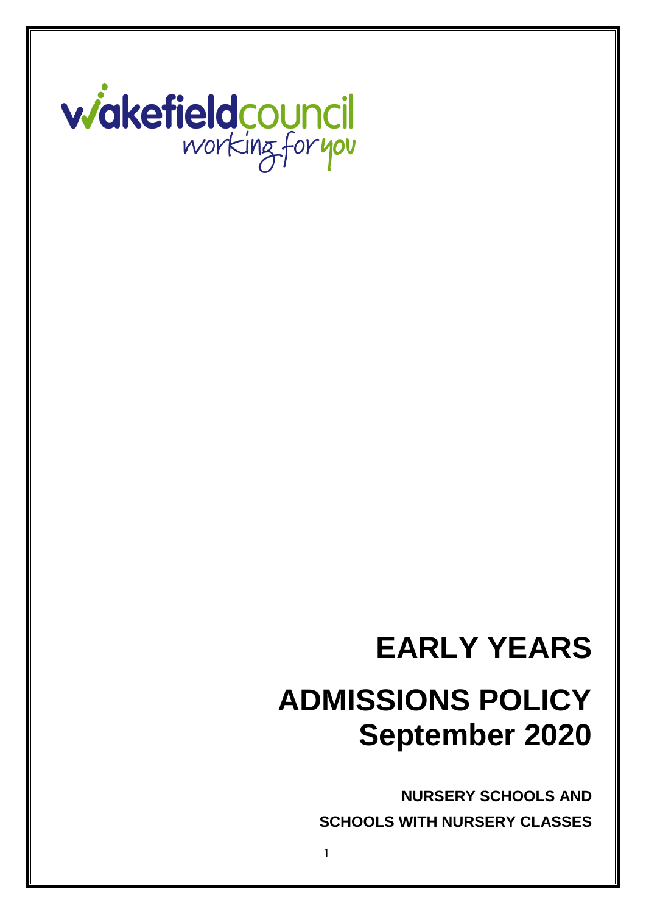wakefieldcouncil
working for you

# EARLY YEARS

# ADMISSIONS POLICY September 2020

**NURSERY SCHOOLS AND**

**SCHOOLS WITH NURSERY CLASSES**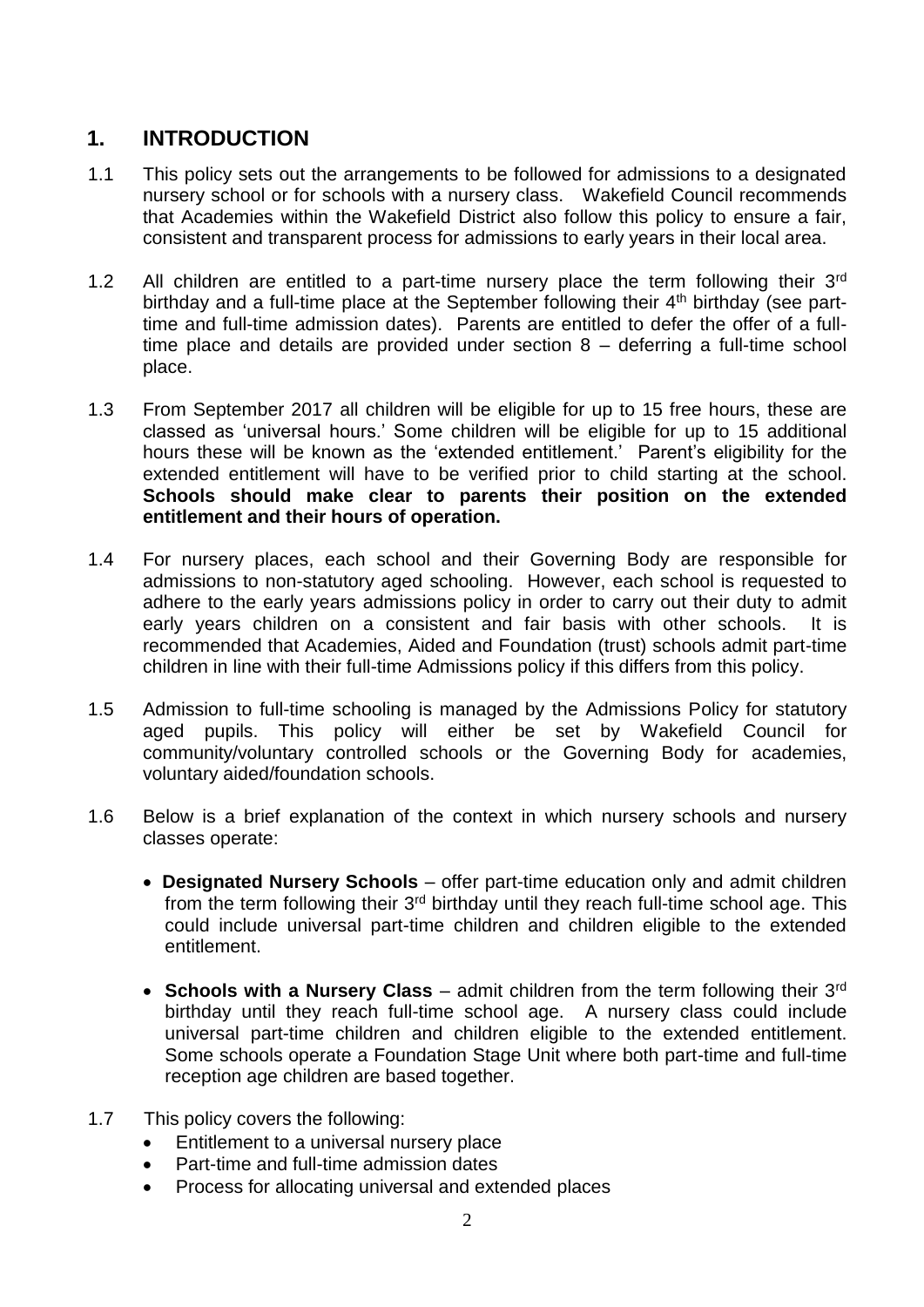## 1. INTRODUCTION

1.1 This policy sets out the arrangements to be followed for admissions to a designated nursery school or for schools with a nursery class. Wakefield Council recommends that Academies within the Wakefield District also follow this policy to ensure a fair, consistent and transparent process for admissions to early years in their local area.

1.2 All children are entitled to a part-time nursery place the term following their 3rd birthday and a full-time place at the September following their 4th birthday (see part-time and full-time admission dates). Parents are entitled to defer the offer of a full-time place and details are provided under section 8 – deferring a full-time school place.

1.3 From September 2017 all children will be eligible for up to 15 free hours, these are classed as 'universal hours.' Some children will be eligible for up to 15 additional hours these will be known as the 'extended entitlement.' Parent's eligibility for the extended entitlement will have to be verified prior to child starting at the school. **Schools should make clear to parents their position on the extended entitlement and their hours of operation.**

1.4 For nursery places, each school and their Governing Body are responsible for admissions to non-statutory aged schooling. However, each school is requested to adhere to the early years admissions policy in order to carry out their duty to admit early years children on a consistent and fair basis with other schools. It is recommended that Academies, Aided and Foundation (trust) schools admit part-time children in line with their full-time Admissions policy if this differs from this policy.

1.5 Admission to full-time schooling is managed by the Admissions Policy for statutory aged pupils. This policy will either be set by Wakefield Council for community/voluntary controlled schools or the Governing Body for academies, voluntary aided/foundation schools.

1.6 Below is a brief explanation of the context in which nursery schools and nursery classes operate:

- **Designated Nursery Schools** – offer part-time education only and admit children from the term following their 3rd birthday until they reach full-time school age. This could include universal part-time children and children eligible to the extended entitlement.

- **Schools with a Nursery Class** – admit children from the term following their 3rd birthday until they reach full-time school age. A nursery class could include universal part-time children and children eligible to the extended entitlement. Some schools operate a Foundation Stage Unit where both part-time and full-time reception age children are based together.

1.7 This policy covers the following:

- Entitlement to a universal nursery place
- Part-time and full-time admission dates
- Process for allocating universal and extended places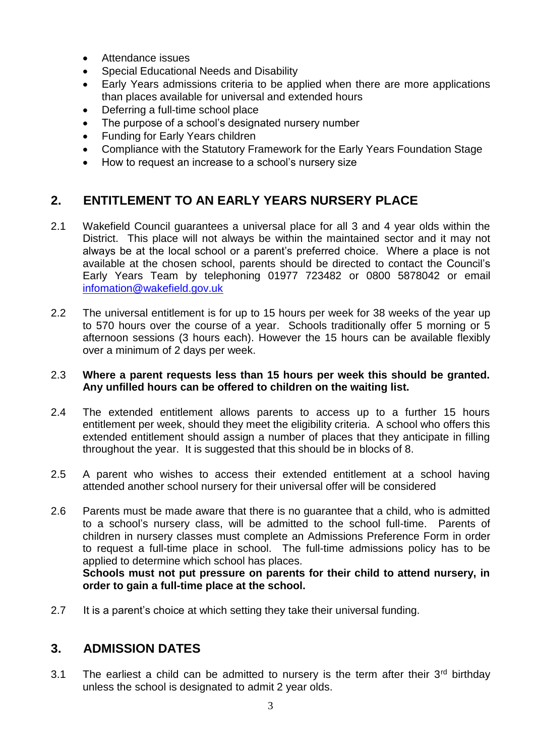- Attendance issues
- Special Educational Needs and Disability
- Early Years admissions criteria to be applied when there are more applications than places available for universal and extended hours
- Deferring a full-time school place
- The purpose of a school's designated nursery number
- Funding for Early Years children
- Compliance with the Statutory Framework for the Early Years Foundation Stage
- How to request an increase to a school's nursery size

## 2. ENTITLEMENT TO AN EARLY YEARS NURSERY PLACE

2.1 Wakefield Council guarantees a universal place for all 3 and 4 year olds within the District. This place will not always be within the maintained sector and it may not always be at the local school or a parent's preferred choice. Where a place is not available at the chosen school, parents should be directed to contact the Council's Early Years Team by telephoning 01977 723482 or 0800 5878042 or email infomation@wakefield.gov.uk

2.2 The universal entitlement is for up to 15 hours per week for 38 weeks of the year up to 570 hours over the course of a year. Schools traditionally offer 5 morning or 5 afternoon sessions (3 hours each). However the 15 hours can be available flexibly over a minimum of 2 days per week.

2.3 **Where a parent requests less than 15 hours per week this should be granted. Any unfilled hours can be offered to children on the waiting list.**

2.4 The extended entitlement allows parents to access up to a further 15 hours entitlement per week, should they meet the eligibility criteria. A school who offers this extended entitlement should assign a number of places that they anticipate in filling throughout the year. It is suggested that this should be in blocks of 8.

2.5 A parent who wishes to access their extended entitlement at a school having attended another school nursery for their universal offer will be considered

2.6 Parents must be made aware that there is no guarantee that a child, who is admitted to a school's nursery class, will be admitted to the school full-time. Parents of children in nursery classes must complete an Admissions Preference Form in order to request a full-time place in school. The full-time admissions policy has to be applied to determine which school has places.
**Schools must not put pressure on parents for their child to attend nursery, in order to gain a full-time place at the school.**

2.7 It is a parent's choice at which setting they take their universal funding.

## 3. ADMISSION DATES

3.1 The earliest a child can be admitted to nursery is the term after their 3rd birthday unless the school is designated to admit 2 year olds.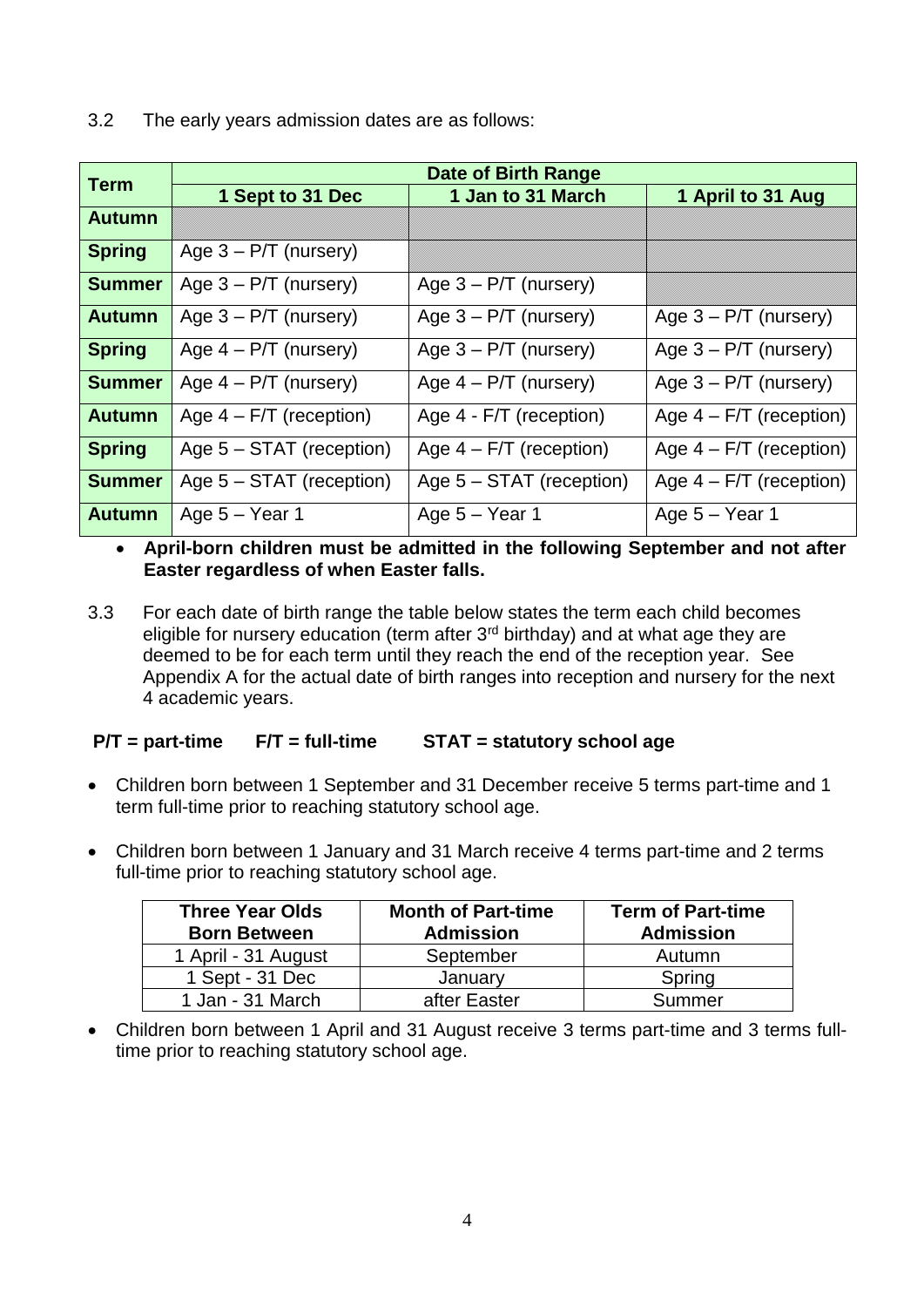3.2 The early years admission dates are as follows:

| Term | Date of Birth Range | | |
|---|---|---|---|
| | 1 Sept to 31 Dec | 1 Jan to 31 March | 1 April to 31 Aug |
| **Autumn** | | | |
| **Spring** | Age 3 – P/T (nursery) | | |
| **Summer** | Age 3 – P/T (nursery) | Age 3 – P/T (nursery) | |
| **Autumn** | Age 3 – P/T (nursery) | Age 3 – P/T (nursery) | Age 3 – P/T (nursery) |
| **Spring** | Age 4 – P/T (nursery) | Age 3 – P/T (nursery) | Age 3 – P/T (nursery) |
| **Summer** | Age 4 – P/T (nursery) | Age 4 – P/T (nursery) | Age 3 – P/T (nursery) |
| **Autumn** | Age 4 – F/T (reception) | Age 4 - F/T (reception) | Age 4 – F/T (reception) |
| **Spring** | Age 5 – STAT (reception) | Age 4 – F/T (reception) | Age 4 – F/T (reception) |
| **Summer** | Age 5 – STAT (reception) | Age 5 – STAT (reception) | Age 4 – F/T (reception) |
| **Autumn** | Age 5 – Year 1 | Age 5 – Year 1 | Age 5 – Year 1 |

- **April-born children must be admitted in the following September and not after Easter regardless of when Easter falls.**

3.3 For each date of birth range the table below states the term each child becomes eligible for nursery education (term after 3rd birthday) and at what age they are deemed to be for each term until they reach the end of the reception year. See Appendix A for the actual date of birth ranges into reception and nursery for the next 4 academic years.

**P/T = part-time F/T = full-time STAT = statutory school age**

- Children born between 1 September and 31 December receive 5 terms part-time and 1 term full-time prior to reaching statutory school age.
- Children born between 1 January and 31 March receive 4 terms part-time and 2 terms full-time prior to reaching statutory school age.

| Three Year Olds Born Between | Month of Part-time Admission | Term of Part-time Admission |
|---|---|---|
| 1 April - 31 August | September | Autumn |
| 1 Sept - 31 Dec | January | Spring |
| 1 Jan - 31 March | after Easter | Summer |

- Children born between 1 April and 31 August receive 3 terms part-time and 3 terms full-time prior to reaching statutory school age.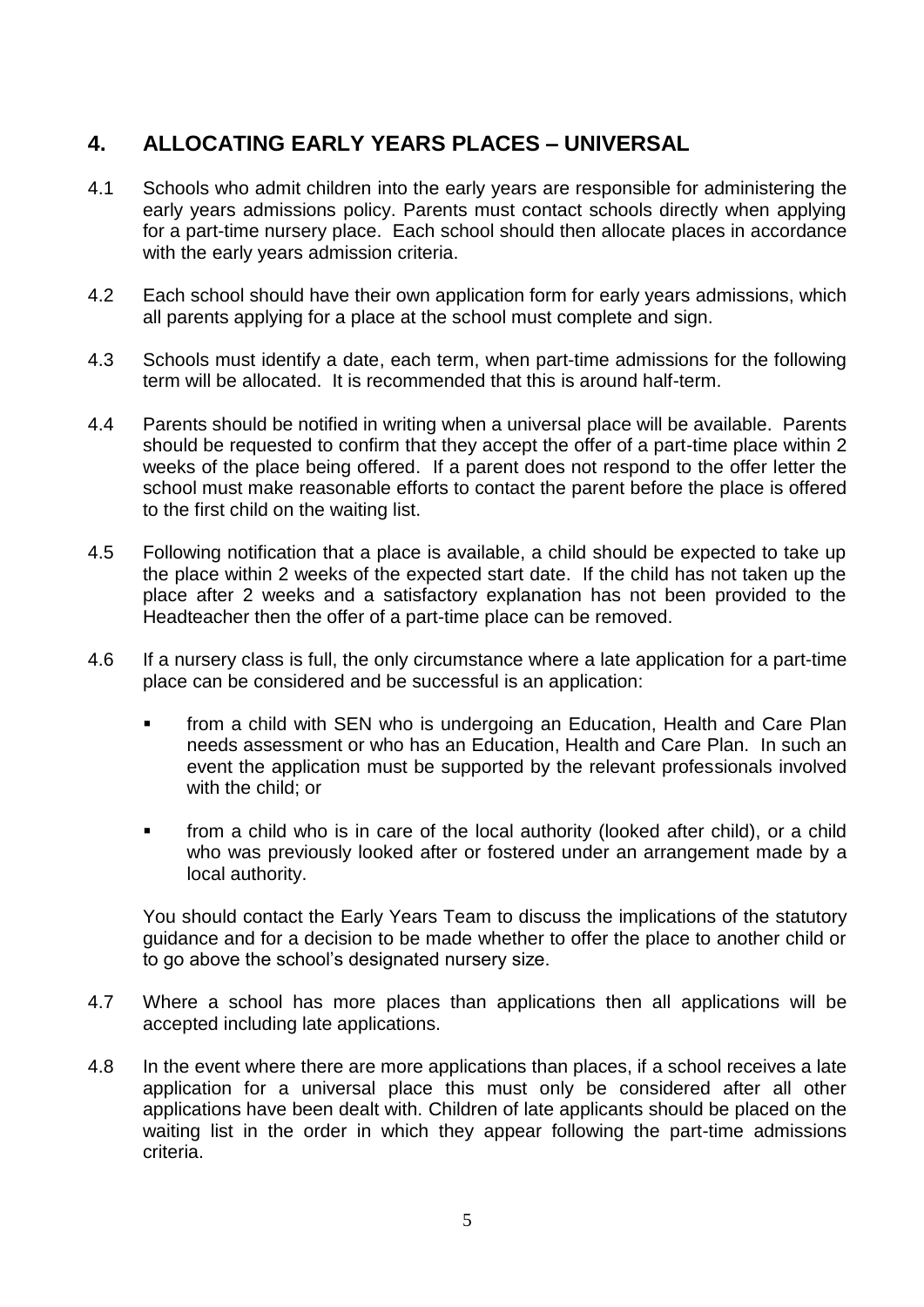## 4. ALLOCATING EARLY YEARS PLACES – UNIVERSAL

4.1 Schools who admit children into the early years are responsible for administering the early years admissions policy. Parents must contact schools directly when applying for a part-time nursery place. Each school should then allocate places in accordance with the early years admission criteria.

4.2 Each school should have their own application form for early years admissions, which all parents applying for a place at the school must complete and sign.

4.3 Schools must identify a date, each term, when part-time admissions for the following term will be allocated. It is recommended that this is around half-term.

4.4 Parents should be notified in writing when a universal place will be available. Parents should be requested to confirm that they accept the offer of a part-time place within 2 weeks of the place being offered. If a parent does not respond to the offer letter the school must make reasonable efforts to contact the parent before the place is offered to the first child on the waiting list.

4.5 Following notification that a place is available, a child should be expected to take up the place within 2 weeks of the expected start date. If the child has not taken up the place after 2 weeks and a satisfactory explanation has not been provided to the Headteacher then the offer of a part-time place can be removed.

4.6 If a nursery class is full, the only circumstance where a late application for a part-time place can be considered and be successful is an application:

- from a child with SEN who is undergoing an Education, Health and Care Plan needs assessment or who has an Education, Health and Care Plan. In such an event the application must be supported by the relevant professionals involved with the child; or
- from a child who is in care of the local authority (looked after child), or a child who was previously looked after or fostered under an arrangement made by a local authority.

You should contact the Early Years Team to discuss the implications of the statutory guidance and for a decision to be made whether to offer the place to another child or to go above the school's designated nursery size.

4.7 Where a school has more places than applications then all applications will be accepted including late applications.

4.8 In the event where there are more applications than places, if a school receives a late application for a universal place this must only be considered after all other applications have been dealt with. Children of late applicants should be placed on the waiting list in the order in which they appear following the part-time admissions criteria.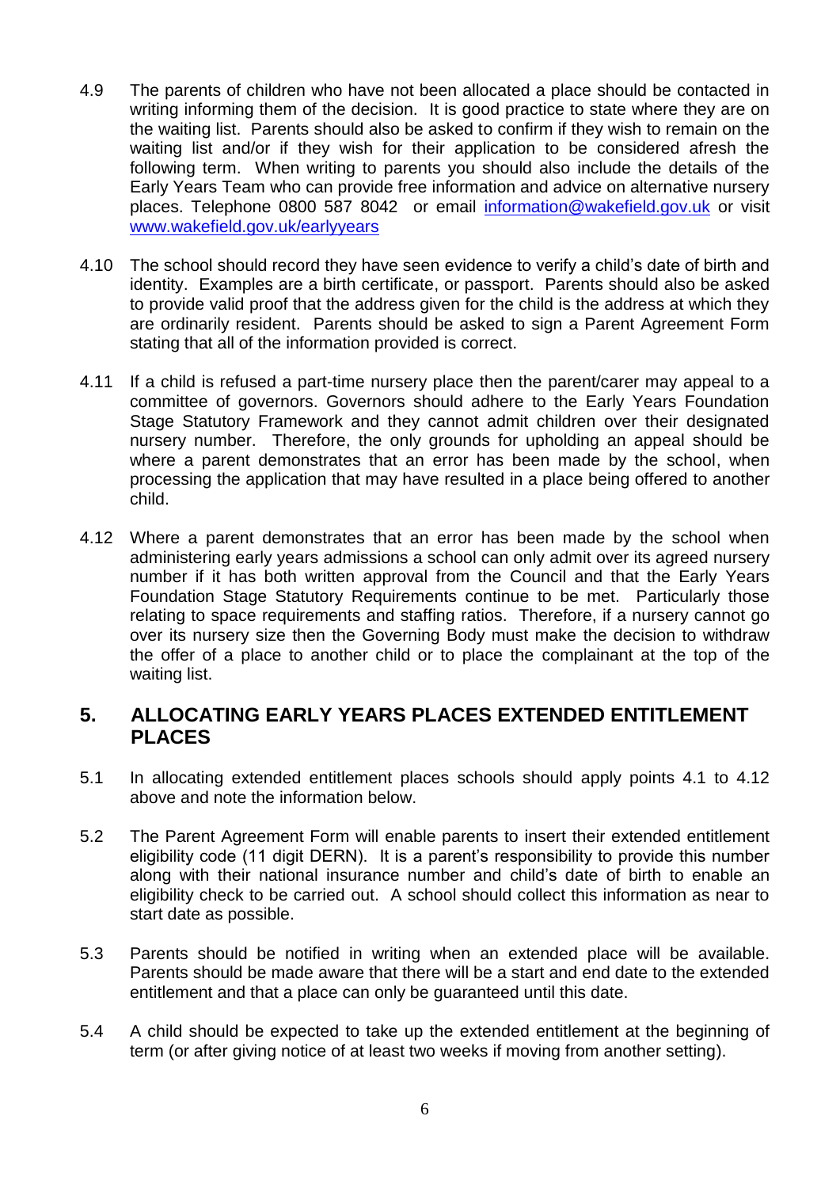4.9 The parents of children who have not been allocated a place should be contacted in writing informing them of the decision. It is good practice to state where they are on the waiting list. Parents should also be asked to confirm if they wish to remain on the waiting list and/or if they wish for their application to be considered afresh the following term. When writing to parents you should also include the details of the Early Years Team who can provide free information and advice on alternative nursery places. Telephone 0800 587 8042 or email [information@wakefield.gov.uk](mailto:information@wakefield.gov.uk) or visit [www.wakefield.gov.uk/earlyyears](http://www.wakefield.gov.uk/earlyyears)

4.10 The school should record they have seen evidence to verify a child's date of birth and identity. Examples are a birth certificate, or passport. Parents should also be asked to provide valid proof that the address given for the child is the address at which they are ordinarily resident. Parents should be asked to sign a Parent Agreement Form stating that all of the information provided is correct.

4.11 If a child is refused a part-time nursery place then the parent/carer may appeal to a committee of governors. Governors should adhere to the Early Years Foundation Stage Statutory Framework and they cannot admit children over their designated nursery number. Therefore, the only grounds for upholding an appeal should be where a parent demonstrates that an error has been made by the school, when processing the application that may have resulted in a place being offered to another child.

4.12 Where a parent demonstrates that an error has been made by the school when administering early years admissions a school can only admit over its agreed nursery number if it has both written approval from the Council and that the Early Years Foundation Stage Statutory Requirements continue to be met. Particularly those relating to space requirements and staffing ratios. Therefore, if a nursery cannot go over its nursery size then the Governing Body must make the decision to withdraw the offer of a place to another child or to place the complainant at the top of the waiting list.

## 5. ALLOCATING EARLY YEARS PLACES EXTENDED ENTITLEMENT PLACES

5.1 In allocating extended entitlement places schools should apply points 4.1 to 4.12 above and note the information below.

5.2 The Parent Agreement Form will enable parents to insert their extended entitlement eligibility code (11 digit DERN). It is a parent's responsibility to provide this number along with their national insurance number and child's date of birth to enable an eligibility check to be carried out. A school should collect this information as near to start date as possible.

5.3 Parents should be notified in writing when an extended place will be available. Parents should be made aware that there will be a start and end date to the extended entitlement and that a place can only be guaranteed until this date.

5.4 A child should be expected to take up the extended entitlement at the beginning of term (or after giving notice of at least two weeks if moving from another setting).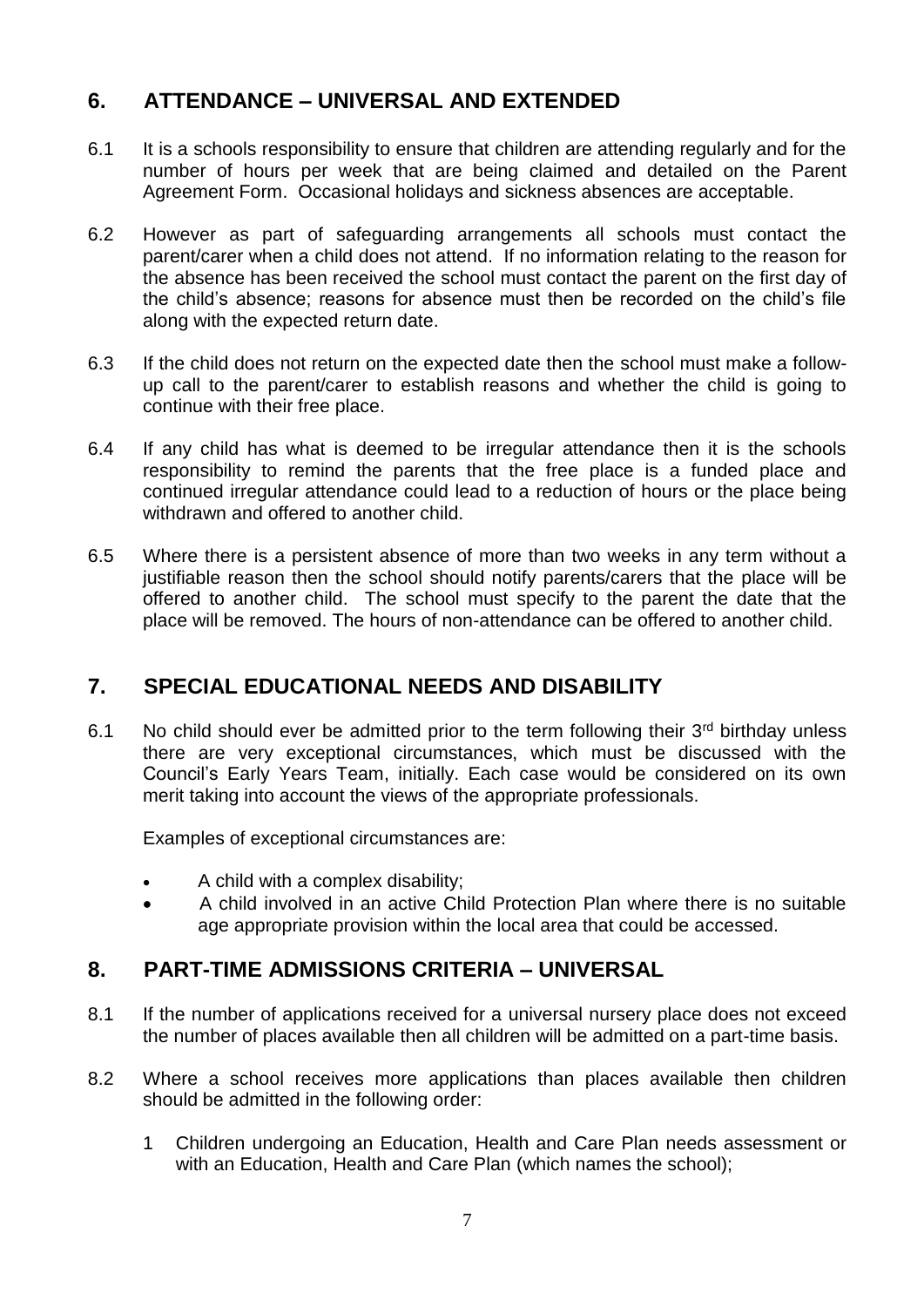## 6. ATTENDANCE – UNIVERSAL AND EXTENDED

6.1 It is a schools responsibility to ensure that children are attending regularly and for the number of hours per week that are being claimed and detailed on the Parent Agreement Form. Occasional holidays and sickness absences are acceptable.

6.2 However as part of safeguarding arrangements all schools must contact the parent/carer when a child does not attend. If no information relating to the reason for the absence has been received the school must contact the parent on the first day of the child's absence; reasons for absence must then be recorded on the child's file along with the expected return date.

6.3 If the child does not return on the expected date then the school must make a follow-up call to the parent/carer to establish reasons and whether the child is going to continue with their free place.

6.4 If any child has what is deemed to be irregular attendance then it is the schools responsibility to remind the parents that the free place is a funded place and continued irregular attendance could lead to a reduction of hours or the place being withdrawn and offered to another child.

6.5 Where there is a persistent absence of more than two weeks in any term without a justifiable reason then the school should notify parents/carers that the place will be offered to another child. The school must specify to the parent the date that the place will be removed. The hours of non-attendance can be offered to another child.

## 7. SPECIAL EDUCATIONAL NEEDS AND DISABILITY

7.1 No child should ever be admitted prior to the term following their 3rd birthday unless there are very exceptional circumstances, which must be discussed with the Council's Early Years Team, initially. Each case would be considered on its own merit taking into account the views of the appropriate professionals.

Examples of exceptional circumstances are:

- A child with a complex disability;
- A child involved in an active Child Protection Plan where there is no suitable age appropriate provision within the local area that could be accessed.

## 8. PART-TIME ADMISSIONS CRITERIA – UNIVERSAL

8.1 If the number of applications received for a universal nursery place does not exceed the number of places available then all children will be admitted on a part-time basis.

8.2 Where a school receives more applications than places available then children should be admitted in the following order:

1. Children undergoing an Education, Health and Care Plan needs assessment or with an Education, Health and Care Plan (which names the school);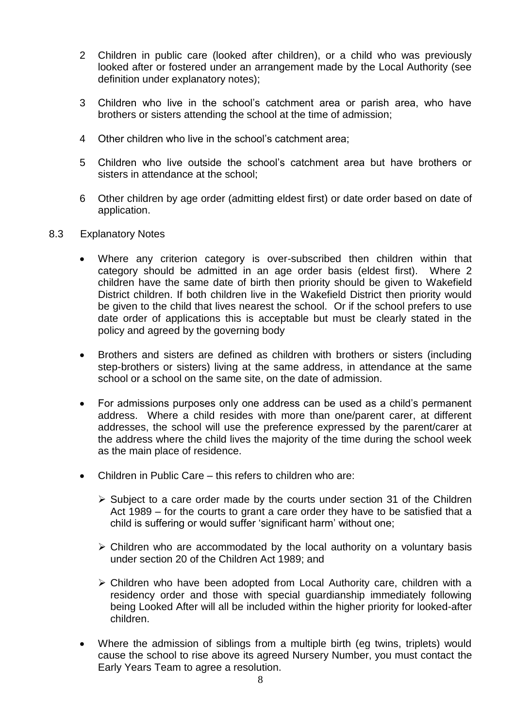2 Children in public care (looked after children), or a child who was previously looked after or fostered under an arrangement made by the Local Authority (see definition under explanatory notes);

3 Children who live in the school's catchment area or parish area, who have brothers or sisters attending the school at the time of admission;

4 Other children who live in the school's catchment area;

5 Children who live outside the school's catchment area but have brothers or sisters in attendance at the school;

6 Other children by age order (admitting eldest first) or date order based on date of application.

8.3 Explanatory Notes

- Where any criterion category is over-subscribed then children within that category should be admitted in an age order basis (eldest first). Where 2 children have the same date of birth then priority should be given to Wakefield District children. If both children live in the Wakefield District then priority would be given to the child that lives nearest the school. Or if the school prefers to use date order of applications this is acceptable but must be clearly stated in the policy and agreed by the governing body

- Brothers and sisters are defined as children with brothers or sisters (including step-brothers or sisters) living at the same address, in attendance at the same school or a school on the same site, on the date of admission.

- For admissions purposes only one address can be used as a child's permanent address. Where a child resides with more than one/parent carer, at different addresses, the school will use the preference expressed by the parent/carer at the address where the child lives the majority of the time during the school week as the main place of residence.

- Children in Public Care – this refers to children who are:

  - Subject to a care order made by the courts under section 31 of the Children Act 1989 – for the courts to grant a care order they have to be satisfied that a child is suffering or would suffer 'significant harm' without one;

  - Children who are accommodated by the local authority on a voluntary basis under section 20 of the Children Act 1989; and

  - Children who have been adopted from Local Authority care, children with a residency order and those with special guardianship immediately following being Looked After will all be included within the higher priority for looked-after children.

- Where the admission of siblings from a multiple birth (eg twins, triplets) would cause the school to rise above its agreed Nursery Number, you must contact the Early Years Team to agree a resolution.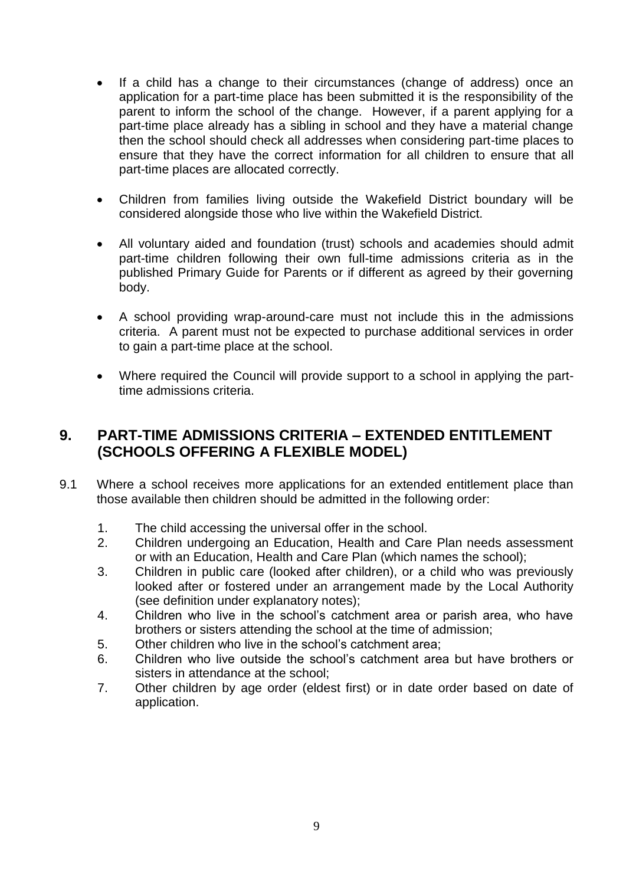- If a child has a change to their circumstances (change of address) once an application for a part-time place has been submitted it is the responsibility of the parent to inform the school of the change. However, if a parent applying for a part-time place already has a sibling in school and they have a material change then the school should check all addresses when considering part-time places to ensure that they have the correct information for all children to ensure that all part-time places are allocated correctly.

- Children from families living outside the Wakefield District boundary will be considered alongside those who live within the Wakefield District.

- All voluntary aided and foundation (trust) schools and academies should admit part-time children following their own full-time admissions criteria as in the published Primary Guide for Parents or if different as agreed by their governing body.

- A school providing wrap-around-care must not include this in the admissions criteria. A parent must not be expected to purchase additional services in order to gain a part-time place at the school.

- Where required the Council will provide support to a school in applying the part-time admissions criteria.

## 9. PART-TIME ADMISSIONS CRITERIA – EXTENDED ENTITLEMENT (SCHOOLS OFFERING A FLEXIBLE MODEL)

9.1 Where a school receives more applications for an extended entitlement place than those available then children should be admitted in the following order:

1. The child accessing the universal offer in the school.
2. Children undergoing an Education, Health and Care Plan needs assessment or with an Education, Health and Care Plan (which names the school);
3. Children in public care (looked after children), or a child who was previously looked after or fostered under an arrangement made by the Local Authority (see definition under explanatory notes);
4. Children who live in the school's catchment area or parish area, who have brothers or sisters attending the school at the time of admission;
5. Other children who live in the school's catchment area;
6. Children who live outside the school's catchment area but have brothers or sisters in attendance at the school;
7. Other children by age order (eldest first) or in date order based on date of application.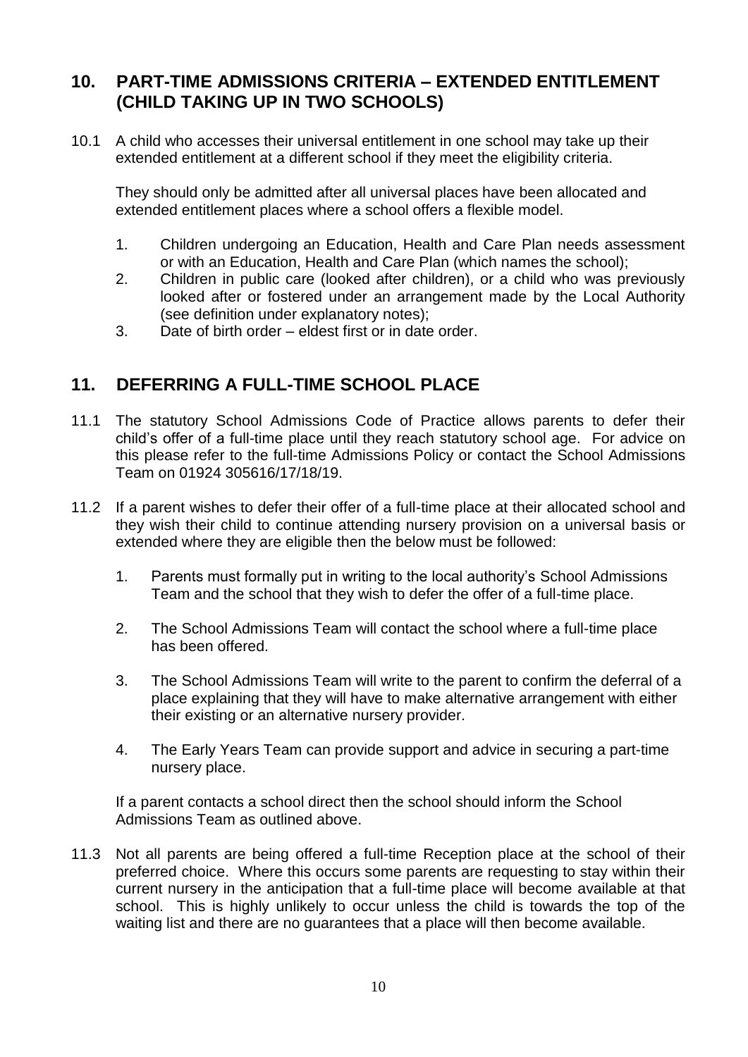## 10. PART-TIME ADMISSIONS CRITERIA – EXTENDED ENTITLEMENT (CHILD TAKING UP IN TWO SCHOOLS)

10.1 A child who accesses their universal entitlement in one school may take up their extended entitlement at a different school if they meet the eligibility criteria.

They should only be admitted after all universal places have been allocated and extended entitlement places where a school offers a flexible model.

1. Children undergoing an Education, Health and Care Plan needs assessment or with an Education, Health and Care Plan (which names the school);
2. Children in public care (looked after children), or a child who was previously looked after or fostered under an arrangement made by the Local Authority (see definition under explanatory notes);
3. Date of birth order – eldest first or in date order.

## 11. DEFERRING A FULL-TIME SCHOOL PLACE

11.1 The statutory School Admissions Code of Practice allows parents to defer their child's offer of a full-time place until they reach statutory school age. For advice on this please refer to the full-time Admissions Policy or contact the School Admissions Team on 01924 305616/17/18/19.

11.2 If a parent wishes to defer their offer of a full-time place at their allocated school and they wish their child to continue attending nursery provision on a universal basis or extended where they are eligible then the below must be followed:

1. Parents must formally put in writing to the local authority's School Admissions Team and the school that they wish to defer the offer of a full-time place.

2. The School Admissions Team will contact the school where a full-time place has been offered.

3. The School Admissions Team will write to the parent to confirm the deferral of a place explaining that they will have to make alternative arrangement with either their existing or an alternative nursery provider.

4. The Early Years Team can provide support and advice in securing a part-time nursery place.

If a parent contacts a school direct then the school should inform the School Admissions Team as outlined above.

11.3 Not all parents are being offered a full-time Reception place at the school of their preferred choice. Where this occurs some parents are requesting to stay within their current nursery in the anticipation that a full-time place will become available at that school. This is highly unlikely to occur unless the child is towards the top of the waiting list and there are no guarantees that a place will then become available.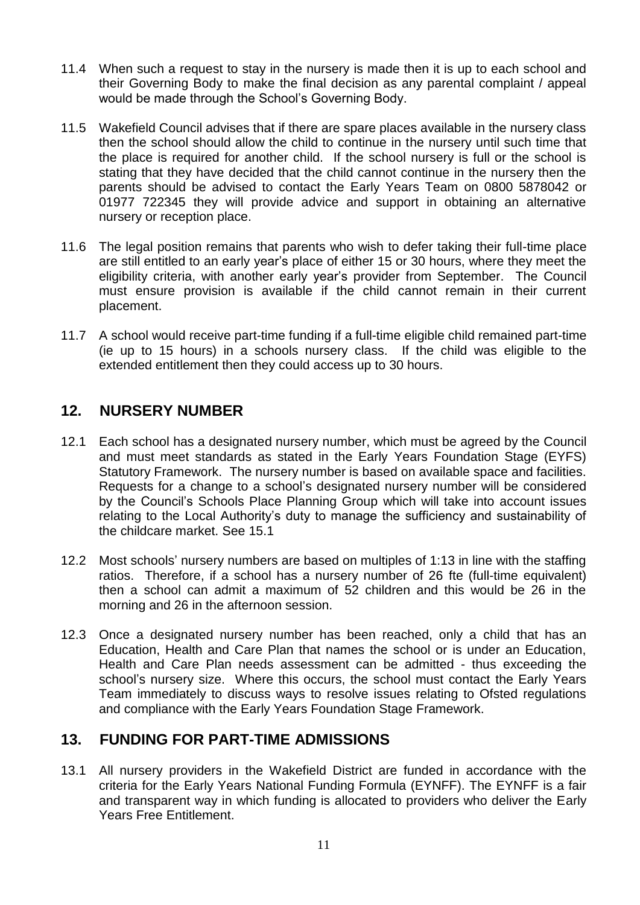11.4 When such a request to stay in the nursery is made then it is up to each school and their Governing Body to make the final decision as any parental complaint / appeal would be made through the School's Governing Body.

11.5 Wakefield Council advises that if there are spare places available in the nursery class then the school should allow the child to continue in the nursery until such time that the place is required for another child. If the school nursery is full or the school is stating that they have decided that the child cannot continue in the nursery then the parents should be advised to contact the Early Years Team on 0800 5878042 or 01977 722345 they will provide advice and support in obtaining an alternative nursery or reception place.

11.6 The legal position remains that parents who wish to defer taking their full-time place are still entitled to an early year's place of either 15 or 30 hours, where they meet the eligibility criteria, with another early year's provider from September. The Council must ensure provision is available if the child cannot remain in their current placement.

11.7 A school would receive part-time funding if a full-time eligible child remained part-time (ie up to 15 hours) in a schools nursery class. If the child was eligible to the extended entitlement then they could access up to 30 hours.

## 12. NURSERY NUMBER

12.1 Each school has a designated nursery number, which must be agreed by the Council and must meet standards as stated in the Early Years Foundation Stage (EYFS) Statutory Framework. The nursery number is based on available space and facilities. Requests for a change to a school's designated nursery number will be considered by the Council's Schools Place Planning Group which will take into account issues relating to the Local Authority's duty to manage the sufficiency and sustainability of the childcare market. See 15.1

12.2 Most schools' nursery numbers are based on multiples of 1:13 in line with the staffing ratios. Therefore, if a school has a nursery number of 26 fte (full-time equivalent) then a school can admit a maximum of 52 children and this would be 26 in the morning and 26 in the afternoon session.

12.3 Once a designated nursery number has been reached, only a child that has an Education, Health and Care Plan that names the school or is under an Education, Health and Care Plan needs assessment can be admitted - thus exceeding the school's nursery size. Where this occurs, the school must contact the Early Years Team immediately to discuss ways to resolve issues relating to Ofsted regulations and compliance with the Early Years Foundation Stage Framework.

## 13. FUNDING FOR PART-TIME ADMISSIONS

13.1 All nursery providers in the Wakefield District are funded in accordance with the criteria for the Early Years National Funding Formula (EYNFF). The EYNFF is a fair and transparent way in which funding is allocated to providers who deliver the Early Years Free Entitlement.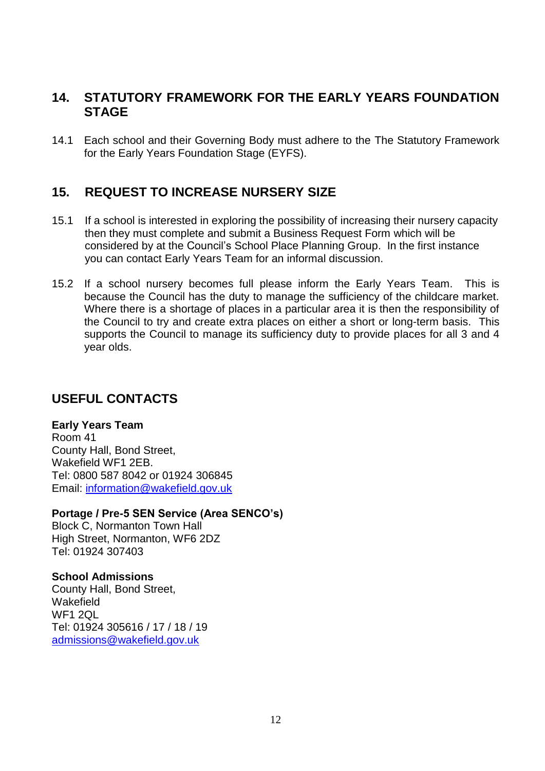## 14. STATUTORY FRAMEWORK FOR THE EARLY YEARS FOUNDATION STAGE

14.1 Each school and their Governing Body must adhere to the The Statutory Framework for the Early Years Foundation Stage (EYFS).

## 15. REQUEST TO INCREASE NURSERY SIZE

15.1 If a school is interested in exploring the possibility of increasing their nursery capacity then they must complete and submit a Business Request Form which will be considered by at the Council's School Place Planning Group. In the first instance you can contact Early Years Team for an informal discussion.

15.2 If a school nursery becomes full please inform the Early Years Team. This is because the Council has the duty to manage the sufficiency of the childcare market. Where there is a shortage of places in a particular area it is then the responsibility of the Council to try and create extra places on either a short or long-term basis. This supports the Council to manage its sufficiency duty to provide places for all 3 and 4 year olds.

## USEFUL CONTACTS

**Early Years Team**
Room 41
County Hall, Bond Street,
Wakefield WF1 2EB.
Tel: 0800 587 8042 or 01924 306845
Email: information@wakefield.gov.uk

**Portage / Pre-5 SEN Service (Area SENCO's)**
Block C, Normanton Town Hall
High Street, Normanton, WF6 2DZ
Tel: 01924 307403

**School Admissions**
County Hall, Bond Street,
Wakefield
WF1 2QL
Tel: 01924 305616 / 17 / 18 / 19
admissions@wakefield.gov.uk